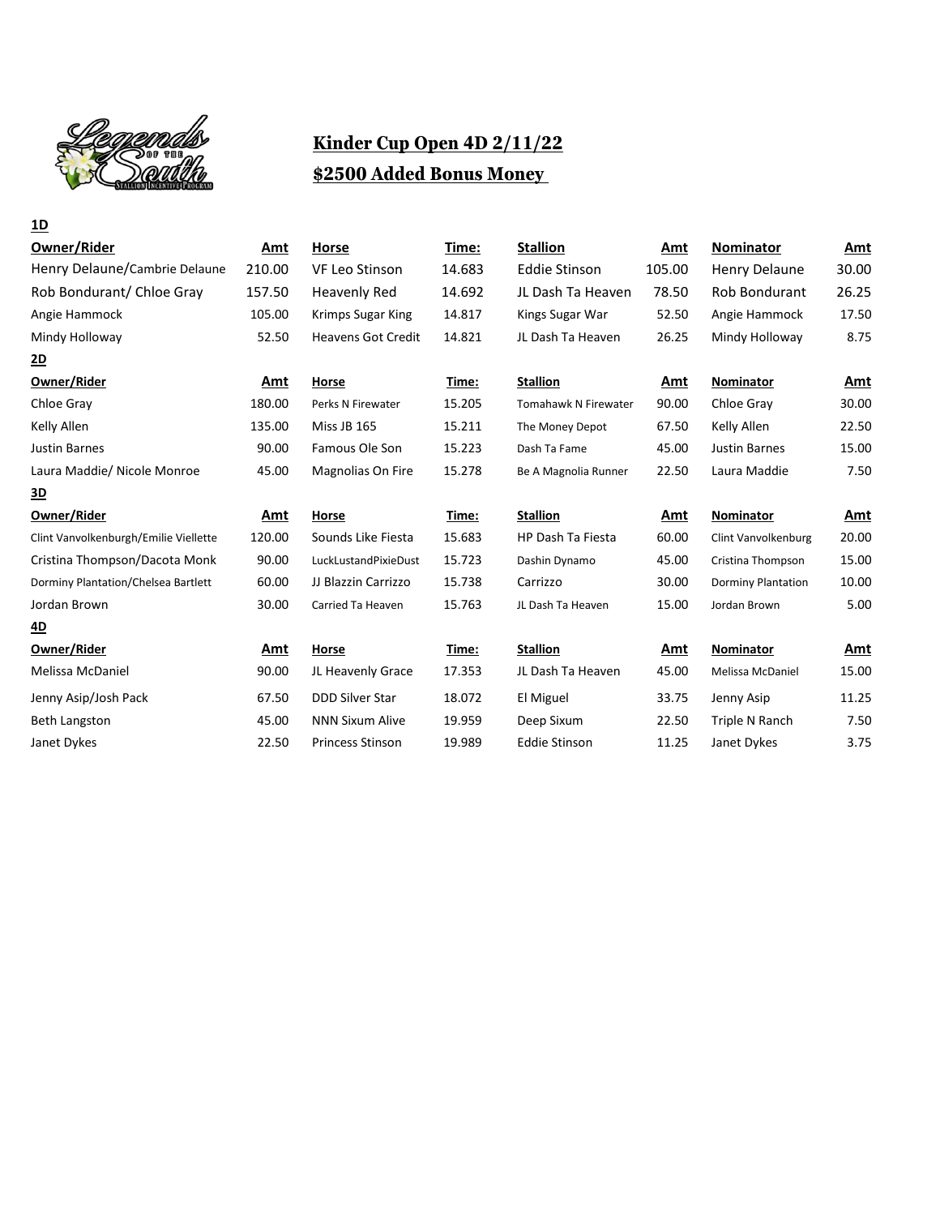# Kinder Cup Open 4D 2/11/22

## $2500 Added Bonus Money

**1D**

| Owner/Rider | Amt | Horse | Time: | Stallion | Amt | Nominator | Amt |
|---|---|---|---|---|---|---|---|
| Henry Delaune/Cambrie Delaune | 210.00 | VF Leo Stinson | 14.683 | Eddie Stinson | 105.00 | Henry Delaune | 30.00 |
| Rob Bondurant/ Chloe Gray | 157.50 | Heavenly Red | 14.692 | JL Dash Ta Heaven | 78.50 | Rob Bondurant | 26.25 |
| Angie Hammock | 105.00 | Krimps Sugar King | 14.817 | Kings Sugar War | 52.50 | Angie Hammock | 17.50 |
| Mindy Holloway | 52.50 | Heavens Got Credit | 14.821 | JL Dash Ta Heaven | 26.25 | Mindy Holloway | 8.75 |

**2D**

| Owner/Rider | Amt | Horse | Time: | Stallion | Amt | Nominator | Amt |
|---|---|---|---|---|---|---|---|
| Chloe Gray | 180.00 | Perks N Firewater | 15.205 | Tomahawk N Firewater | 90.00 | Chloe Gray | 30.00 |
| Kelly Allen | 135.00 | Miss JB 165 | 15.211 | The Money Depot | 67.50 | Kelly Allen | 22.50 |
| Justin Barnes | 90.00 | Famous Ole Son | 15.223 | Dash Ta Fame | 45.00 | Justin Barnes | 15.00 |
| Laura Maddie/ Nicole Monroe | 45.00 | Magnolias On Fire | 15.278 | Be A Magnolia Runner | 22.50 | Laura Maddie | 7.50 |

**3D**

| Owner/Rider | Amt | Horse | Time: | Stallion | Amt | Nominator | Amt |
|---|---|---|---|---|---|---|---|
| Clint Vanvolkenburgh/Emilie Viellette | 120.00 | Sounds Like Fiesta | 15.683 | HP Dash Ta Fiesta | 60.00 | Clint Vanvolkenburg | 20.00 |
| Cristina Thompson/Dacota Monk | 90.00 | LuckLustandPixieDust | 15.723 | Dashin Dynamo | 45.00 | Cristina Thompson | 15.00 |
| Dorminy Plantation/Chelsea Bartlett | 60.00 | JJ Blazzin Carrizzo | 15.738 | Carrizzo | 30.00 | Dorminy Plantation | 10.00 |
| Jordan Brown | 30.00 | Carried Ta Heaven | 15.763 | JL Dash Ta Heaven | 15.00 | Jordan Brown | 5.00 |

**4D**

| Owner/Rider | Amt | Horse | Time: | Stallion | Amt | Nominator | Amt |
|---|---|---|---|---|---|---|---|
| Melissa McDaniel | 90.00 | JL Heavenly Grace | 17.353 | JL Dash Ta Heaven | 45.00 | Melissa McDaniel | 15.00 |
| Jenny Asip/Josh Pack | 67.50 | DDD Silver Star | 18.072 | El Miguel | 33.75 | Jenny Asip | 11.25 |
| Beth Langston | 45.00 | NNN Sixum Alive | 19.959 | Deep Sixum | 22.50 | Triple N Ranch | 7.50 |
| Janet Dykes | 22.50 | Princess Stinson | 19.989 | Eddie Stinson | 11.25 | Janet Dykes | 3.75 |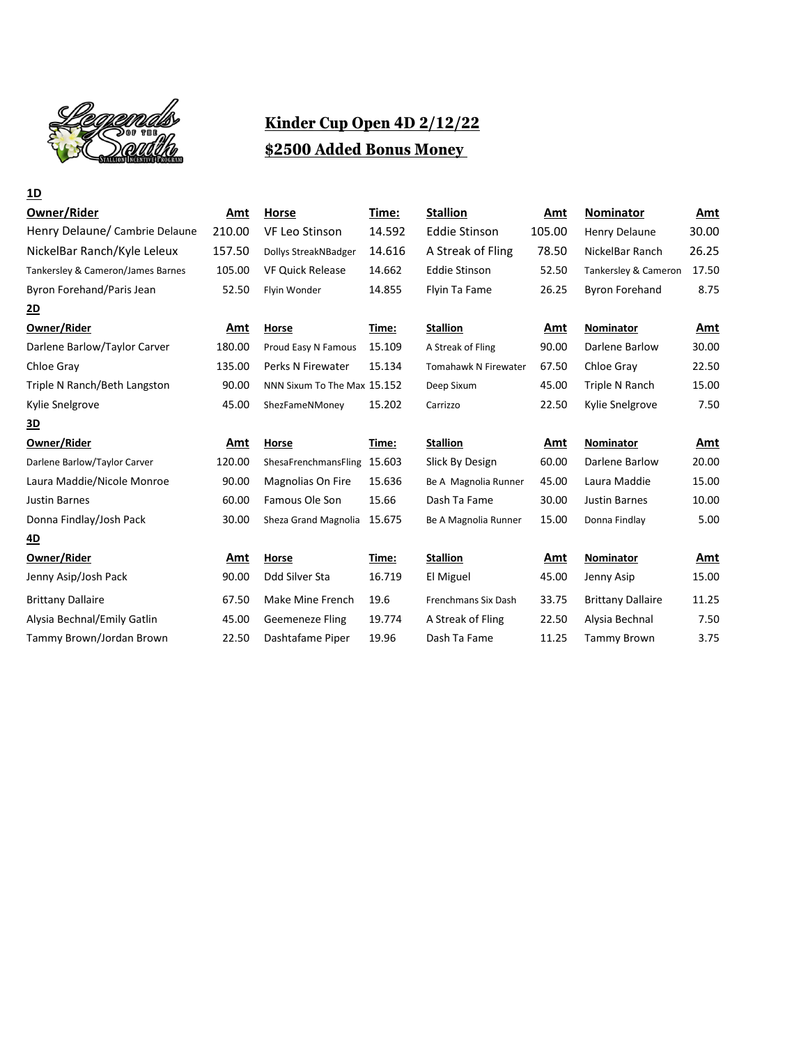## Kinder Cup Open 4D 2/12/22

## $2500 Added Bonus Money

**1D**

| Owner/Rider | Amt | Horse | Time: | Stallion | Amt | Nominator | Amt |
|---|---|---|---|---|---|---|---|
| Henry Delaune/ Cambrie Delaune | 210.00 | VF Leo Stinson | 14.592 | Eddie Stinson | 105.00 | Henry Delaune | 30.00 |
| NickelBar Ranch/Kyle Leleux | 157.50 | Dollys StreakNBadger | 14.616 | A Streak of Fling | 78.50 | NickelBar Ranch | 26.25 |
| Tankersley & Cameron/James Barnes | 105.00 | VF Quick Release | 14.662 | Eddie Stinson | 52.50 | Tankersley & Cameron | 17.50 |
| Byron Forehand/Paris Jean | 52.50 | Flyin Wonder | 14.855 | Flyin Ta Fame | 26.25 | Byron Forehand | 8.75 |

**2D**

| Owner/Rider | Amt | Horse | Time: | Stallion | Amt | Nominator | Amt |
|---|---|---|---|---|---|---|---|
| Darlene Barlow/Taylor Carver | 180.00 | Proud Easy N Famous | 15.109 | A Streak of Fling | 90.00 | Darlene Barlow | 30.00 |
| Chloe Gray | 135.00 | Perks N Firewater | 15.134 | Tomahawk N Firewater | 67.50 | Chloe Gray | 22.50 |
| Triple N Ranch/Beth Langston | 90.00 | NNN Sixum To The Max | 15.152 | Deep Sixum | 45.00 | Triple N Ranch | 15.00 |
| Kylie Snelgrove | 45.00 | ShezFameNMoney | 15.202 | Carrizzo | 22.50 | Kylie Snelgrove | 7.50 |

**3D**

| Owner/Rider | Amt | Horse | Time: | Stallion | Amt | Nominator | Amt |
|---|---|---|---|---|---|---|---|
| Darlene Barlow/Taylor Carver | 120.00 | ShesaFrenchmansFling | 15.603 | Slick By Design | 60.00 | Darlene Barlow | 20.00 |
| Laura Maddie/Nicole Monroe | 90.00 | Magnolias On Fire | 15.636 | Be A Magnolia Runner | 45.00 | Laura Maddie | 15.00 |
| Justin Barnes | 60.00 | Famous Ole Son | 15.66 | Dash Ta Fame | 30.00 | Justin Barnes | 10.00 |
| Donna Findlay/Josh Pack | 30.00 | Sheza Grand Magnolia | 15.675 | Be A Magnolia Runner | 15.00 | Donna Findlay | 5.00 |

**4D**

| Owner/Rider | Amt | Horse | Time: | Stallion | Amt | Nominator | Amt |
|---|---|---|---|---|---|---|---|
| Jenny Asip/Josh Pack | 90.00 | Ddd Silver Sta | 16.719 | El Miguel | 45.00 | Jenny Asip | 15.00 |
| Brittany Dallaire | 67.50 | Make Mine French | 19.6 | Frenchmans Six Dash | 33.75 | Brittany Dallaire | 11.25 |
| Alysia Bechnal/Emily Gatlin | 45.00 | Geemeneze Fling | 19.774 | A Streak of Fling | 22.50 | Alysia Bechnal | 7.50 |
| Tammy Brown/Jordan Brown | 22.50 | Dashtafame Piper | 19.96 | Dash Ta Fame | 11.25 | Tammy Brown | 3.75 |